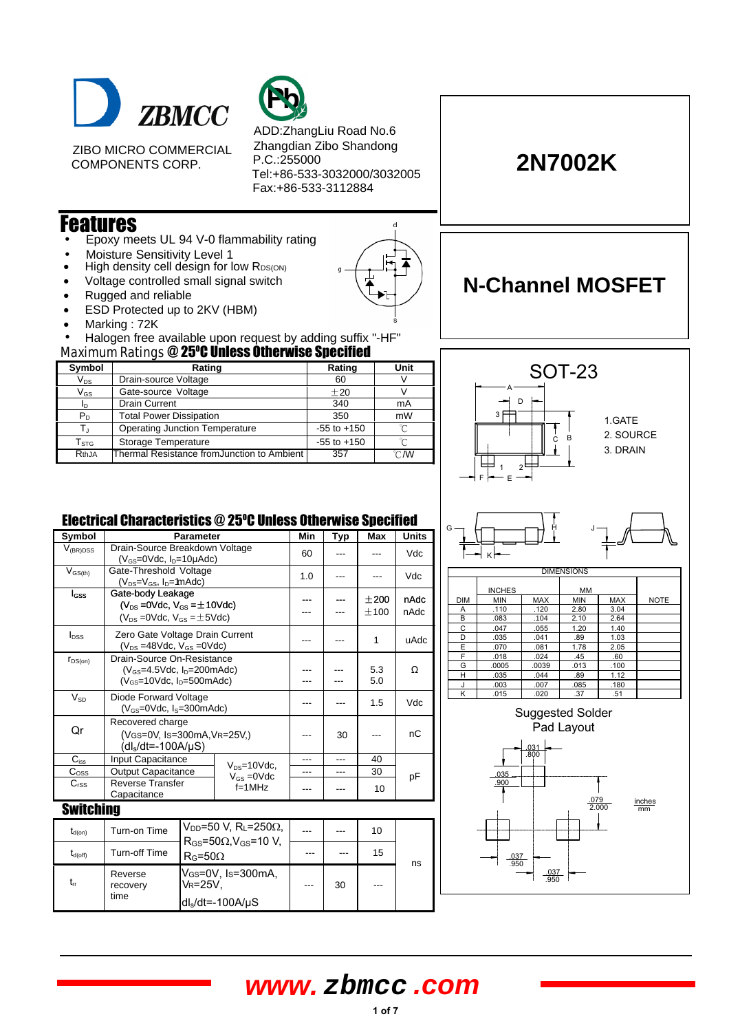ZBMCC

ZIBO MICRO COMMERCIAL COMPONENTS CORP.

ADD:ZhangLiu Road No.6 Zhangdian Zibo Shandong P.C.:255000
Tel:+86-533-3032000/3032005
Fax:+86-533-3112884

# 2N7002K

# N-Channel MOSFET

## Features

- Epoxy meets UL 94 V-0 flammability rating
- Moisture Sensitivity Level 1
- High density cell design for low $R_{DS(ON)}$
- Voltage controlled small signal switch
- Rugged and reliable
- ESD Protected up to 2KV (HBM)
- Marking : 72K
- Halogen free available upon request by adding suffix "-HF"

## Maximum Ratings @ 25°C Unless Otherwise Specified

| Symbol | Rating | Rating | Unit |
|---|---|---|---|
| $V_{DS}$ | Drain-source Voltage | 60 | V |
| $V_{GS}$ | Gate-source Voltage | ±20 | V |
| $I_D$ | Drain Current | 340 | mA |
| $P_D$ | Total Power Dissipation | 350 | mW |
| $T_J$ | Operating Junction Temperature | -55 to +150 | ℃ |
| $T_{STG}$ | Storage Temperature | -55 to +150 | ℃ |
| $R_{thJA}$ | Thermal Resistance fromJunction to Ambient | 357 | ℃/W |

## SOT-23

1.GATE
2. SOURCE
3. DRAIN

| DIM | INCHES MIN | INCHES MAX | MM MIN | MM MAX | NOTE |
|---|---|---|---|---|---|
| A | .110 | .120 | 2.80 | 3.04 | |
| B | .083 | .104 | 2.10 | 2.64 | |
| C | .047 | .055 | 1.20 | 1.40 | |
| D | .035 | .041 | .89 | 1.03 | |
| E | .070 | .081 | 1.78 | 2.05 | |
| F | .018 | .024 | .45 | .60 | |
| G | .0005 | .0039 | .013 | .100 | |
| H | .035 | .044 | .89 | 1.12 | |
| J | .003 | .007 | .085 | .180 | |
| K | .015 | .020 | .37 | .51 | |

Suggested Solder Pad Layout

(inches / mm): .031/.800, .035/.900, .079/2.000, .037/.950, .037/.950

## Electrical Characteristics @ 25°C Unless Otherwise Specified

| Symbol | Parameter | Min | Typ | Max | Units |
|---|---|---|---|---|---|
| $V_{(BR)DSS}$ | Drain-Source Breakdown Voltage ($V_{GS}$=0Vdc, $I_D$=10μAdc) | 60 | --- | --- | Vdc |
| $V_{GS(th)}$ | Gate-Threshold Voltage ($V_{DS}=V_{GS}$, $I_D$=1mAdc) | 1.0 | --- | --- | Vdc |
| $I_{GSS}$ | Gate-body Leakage ($V_{DS}$ =0Vdc, $V_{GS}$ =±10Vdc) | --- | --- | ±200 | nAdc |
| | ($V_{DS}$ =0Vdc, $V_{GS}$ =±5Vdc) | --- | --- | ±100 | nAdc |
| $I_{DSS}$ | Zero Gate Voltage Drain Current ($V_{DS}$ =48Vdc, $V_{GS}$ =0Vdc) | --- | --- | 1 | uAdc |
| $r_{DS(on)}$ | Drain-Source On-Resistance ($V_{GS}$=4.5Vdc, $I_D$=200mAdc) | --- | --- | 5.3 | Ω |
| | ($V_{GS}$=10Vdc, $I_D$=500mAdc) | --- | --- | 5.0 | Ω |
| $V_{SD}$ | Diode Forward Voltage ($V_{GS}$=0Vdc, $I_S$=300mAdc) | --- | --- | 1.5 | Vdc |
| Qr | Recovered charge (VGS=0V, Is=300mA,VR=25V,) (dIs/dt=-100A/μS) | --- | 30 | --- | nC |
| $C_{iss}$ | Input Capacitance ($V_{DS}$=10Vdc, $V_{GS}$ =0Vdc, f=1MHz) | --- | --- | 40 | pF |
| $C_{oss}$ | Output Capacitance | --- | --- | 30 | pF |
| $C_{rss}$ | Reverse Transfer Capacitance | --- | --- | 10 | pF |

### Switching

| Symbol | Parameter | Conditions | Min | Typ | Max | Units |
|---|---|---|---|---|---|---|
| $t_{d(on)}$ | Turn-on Time | $V_{DD}$=50 V, $R_L$=250Ω, $R_{GS}$=50Ω, $V_{GS}$=10 V, $R_G$=50Ω | --- | --- | 10 | ns |
| $t_{d(off)}$ | Turn-off Time | | --- | --- | 15 | ns |
| $t_{rr}$ | Reverse recovery time | $V_{GS}$=0V, Is=300mA, VR=25V, dIs/dt=-100A/μS | --- | 30 | --- | ns |

www.zbmcc.com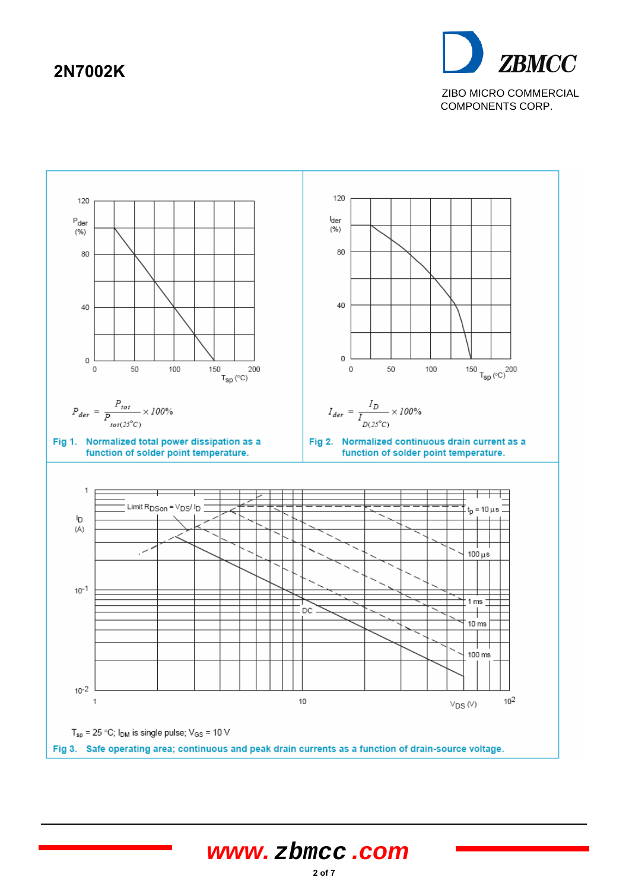$$P_{der} = \frac{P_{tot}}{P_{tot(25°C)}} \times 100\%$$

Fig 1. Normalized total power dissipation as a function of solder point temperature.

$$I_{der} = \frac{I_D}{I_{D(25°C)}} \times 100\%$$

Fig 2. Normalized continuous drain current as a function of solder point temperature.

$T_{sp}$ = 25 °C; $I_{DM}$ is single pulse; $V_{GS}$ = 10 V

Fig 3. Safe operating area; continuous and peak drain currents as a function of drain-source voltage.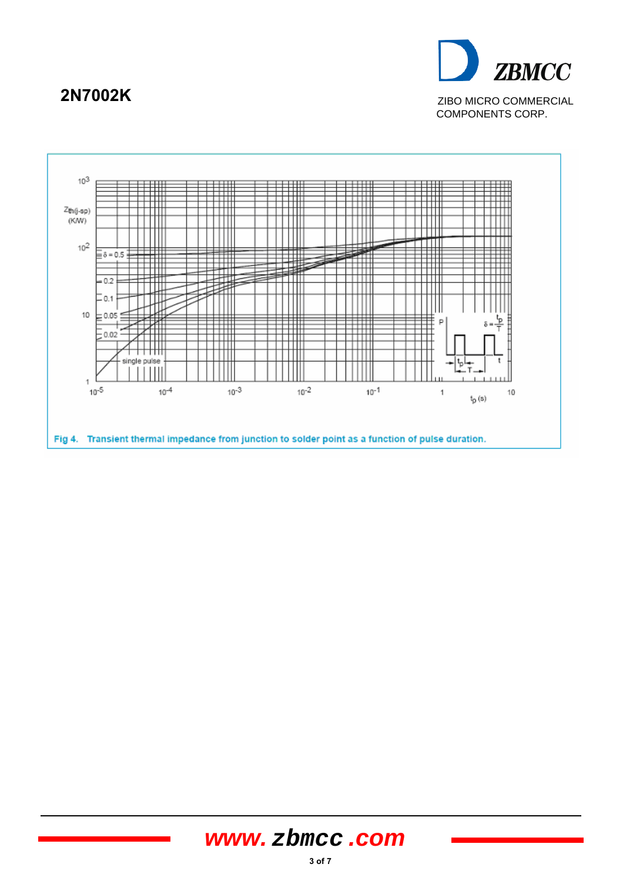# 2N7002K

Fig 4. Transient thermal impedance from junction to solder point as a function of pulse duration.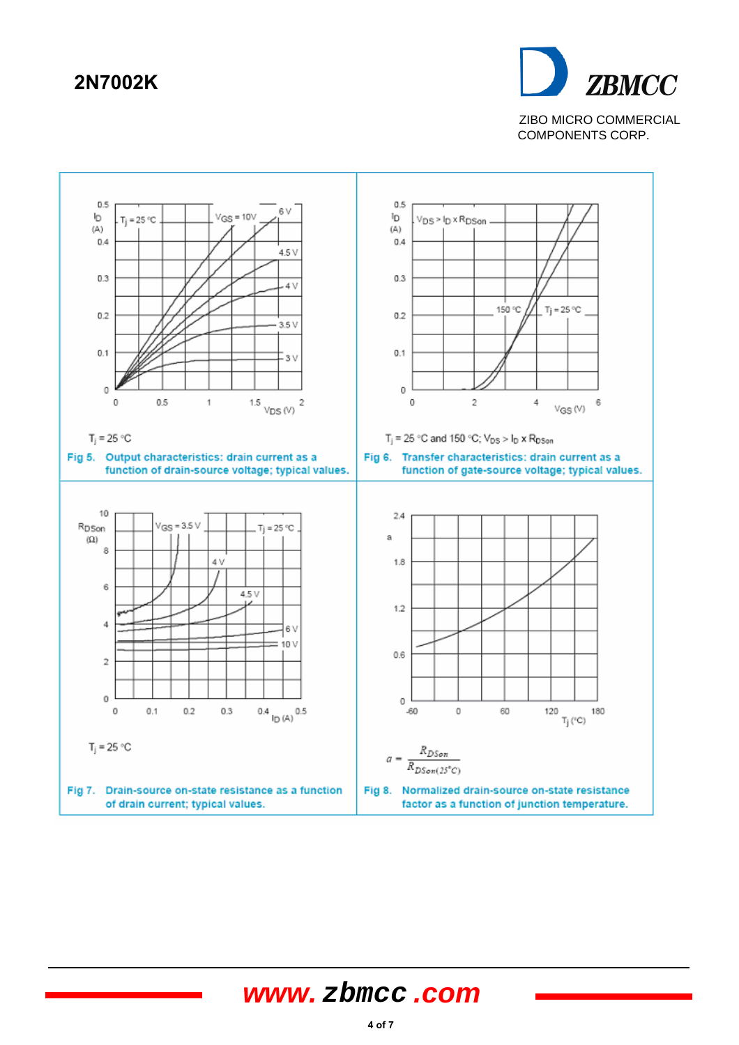# 2N7002K

ZIBO MICRO COMMERCIAL COMPONENTS CORP.

$T_j = 25\ °C$

Fig 5. Output characteristics: drain current as a function of drain-source voltage; typical values.

$T_j = 25\ °C$ and $150\ °C$; $V_{DS} > I_D \times R_{DSon}$

Fig 6. Transfer characteristics: drain current as a function of gate-source voltage; typical values.

$T_j = 25\ °C$

Fig 7. Drain-source on-state resistance as a function of drain current; typical values.

$$a = \frac{R_{DSon}}{R_{DSon(25°C)}}$$

Fig 8. Normalized drain-source on-state resistance factor as a function of junction temperature.

www.zbmcc.com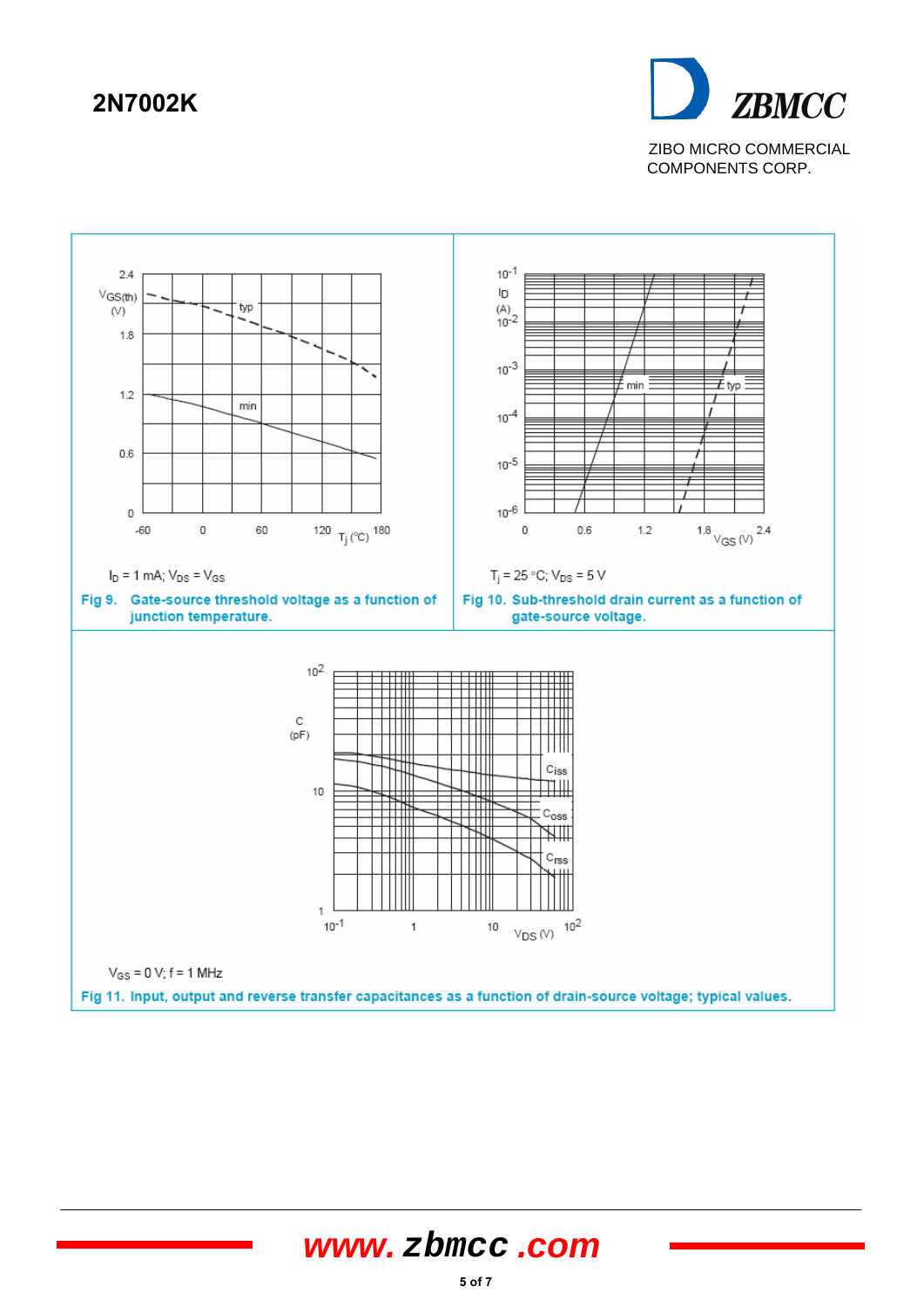$I_D$ = 1 mA; $V_{DS}$ = $V_{GS}$

Fig 9. Gate-source threshold voltage as a function of junction temperature.

$T_j$ = 25 °C; $V_{DS}$ = 5 V

Fig 10. Sub-threshold drain current as a function of gate-source voltage.

$V_{GS}$ = 0 V; f = 1 MHz

Fig 11. Input, output and reverse transfer capacitances as a function of drain-source voltage; typical values.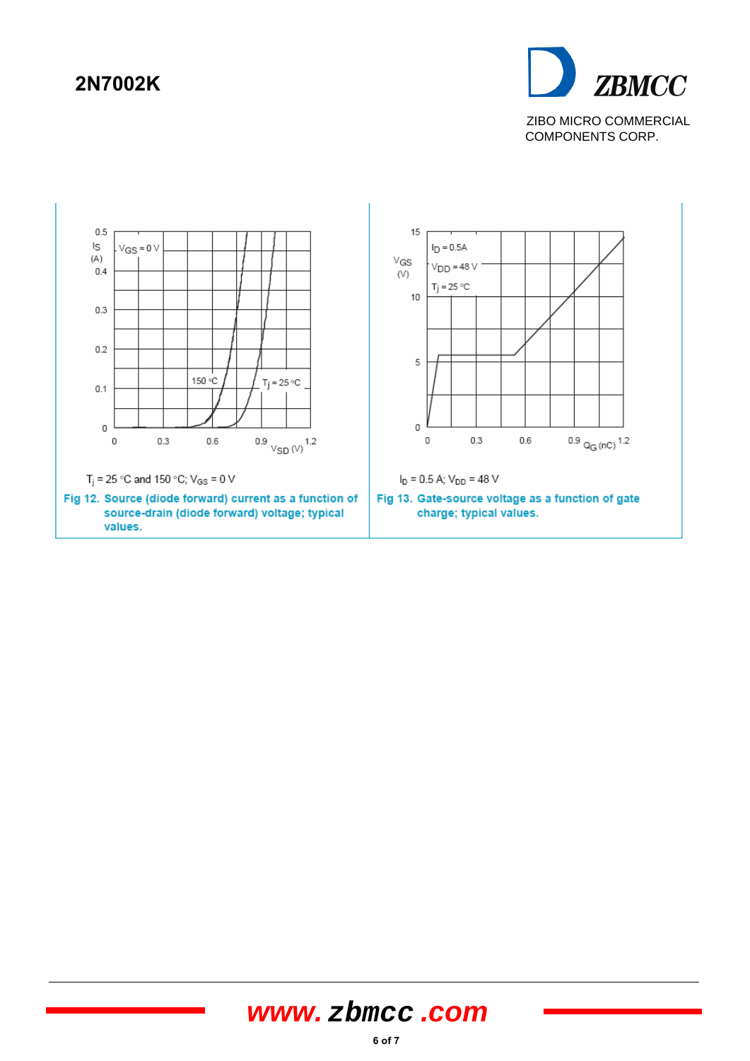$T_j$ = 25 °C and 150 °C; $V_{GS}$ = 0 V

**Fig 12. Source (diode forward) current as a function of source-drain (diode forward) voltage; typical values.**

$I_D$ = 0.5 A; $V_{DD}$ = 48 V

**Fig 13. Gate-source voltage as a function of gate charge; typical values.**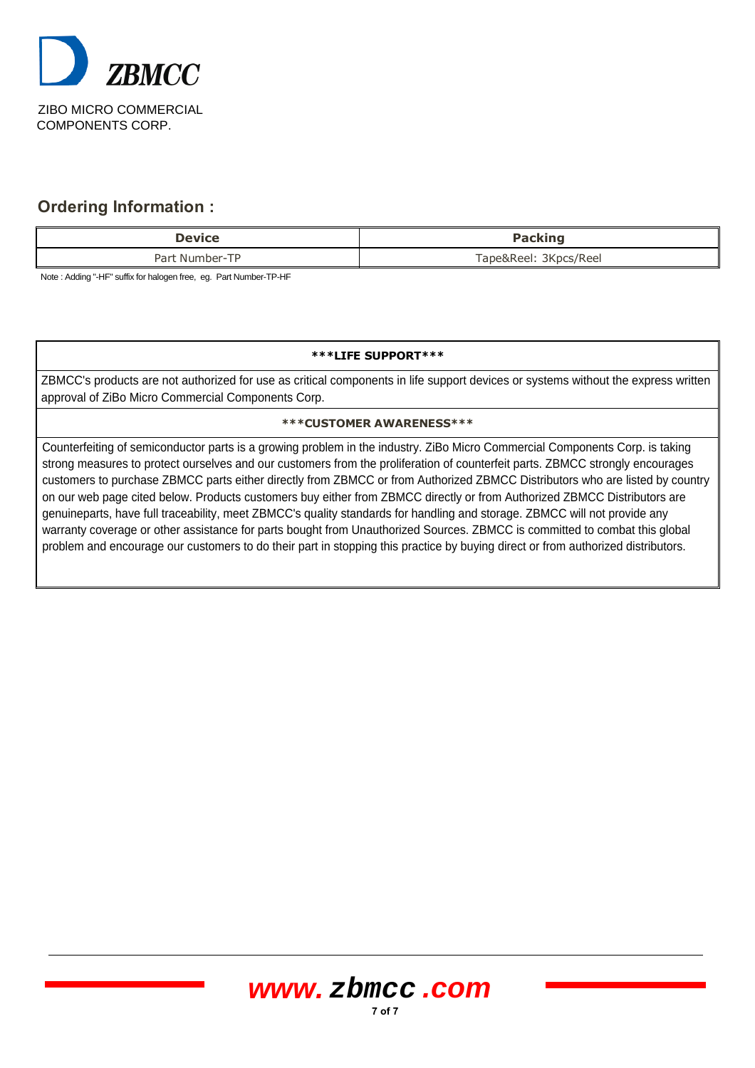ZBMCC

ZIBO MICRO COMMERCIAL COMPONENTS CORP.

## Ordering Information :

| Device | Packing |
| --- | --- |
| Part Number-TP | Tape&Reel: 3Kpcs/Reel |

Note : Adding "-HF" suffix for halogen free, eg. Part Number-TP-HF

| ***LIFE SUPPORT*** |
| --- |
| ZBMCC's products are not authorized for use as critical components in life support devices or systems without the express written approval of ZiBo Micro Commercial Components Corp. |
| ***CUSTOMER AWARENESS*** |
| Counterfeiting of semiconductor parts is a growing problem in the industry. ZiBo Micro Commercial Components Corp. is taking strong measures to protect ourselves and our customers from the proliferation of counterfeit parts. ZBMCC strongly encourages customers to purchase ZBMCC parts either directly from ZBMCC or from Authorized ZBMCC Distributors who are listed by country on our web page cited below. Products customers buy either from ZBMCC directly or from Authorized ZBMCC Distributors are genuineparts, have full traceability, meet ZBMCC's quality standards for handling and storage. ZBMCC will not provide any warranty coverage or other assistance for parts bought from Unauthorized Sources. ZBMCC is committed to combat this global problem and encourage our customers to do their part in stopping this practice by buying direct or from authorized distributors. |

www.zbmcc.com